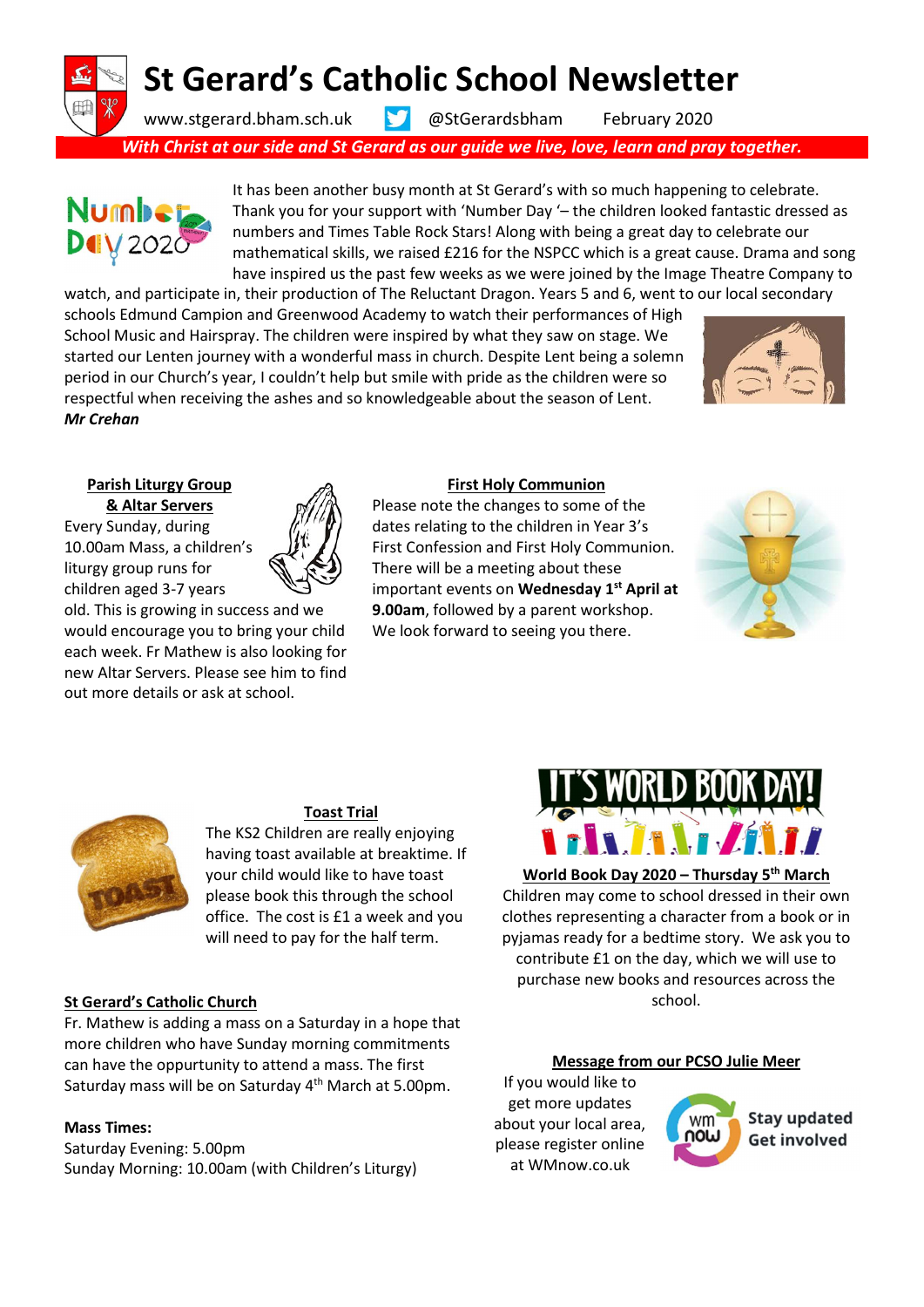# St Gerard's Catholic School Newsletter

www.stgerard.bham.sch.uk @StGerardsbham February 2020

*With Christ at our side and St Gerard as our guide we live, love, learn and pray together.*

It has been another busy month at St Gerard's with so much happening to celebrate. Thank you for your support with 'Number Day '– the children looked fantastic dressed as numbers and Times Table Rock Stars! Along with being a great day to celebrate our mathematical skills, we raised £216 for the NSPCC which is a great cause. Drama and song have inspired us the past few weeks as we were joined by the Image Theatre Company to watch, and participate in, their production of The Reluctant Dragon. Years 5 and 6, went to our local secondary schools Edmund Campion and Greenwood Academy to watch their performances of High School Music and Hairspray. The children were inspired by what they saw on stage. We started our Lenten journey with a wonderful mass in church. Despite Lent being a solemn period in our Church's year, I couldn't help but smile with pride as the children were so respectful when receiving the ashes and so knowledgeable about the season of Lent.
***Mr Crehan***

### Parish Liturgy Group & Altar Servers

Every Sunday, during 10.00am Mass, a children's liturgy group runs for children aged 3-7 years old. This is growing in success and we would encourage you to bring your child each week. Fr Mathew is also looking for new Altar Servers. Please see him to find out more details or ask at school.

### First Holy Communion

Please note the changes to some of the dates relating to the children in Year 3's First Confession and First Holy Communion. There will be a meeting about these important events on **Wednesday 1st April at 9.00am**, followed by a parent workshop. We look forward to seeing you there.

### Toast Trial

The KS2 Children are really enjoying having toast available at breaktime. If your child would like to have toast please book this through the school office. The cost is £1 a week and you will need to pay for the half term.

### St Gerard's Catholic Church

Fr. Mathew is adding a mass on a Saturday in a hope that more children who have Sunday morning commitments can have the oppurtunity to attend a mass. The first Saturday mass will be on Saturday 4th March at 5.00pm.

**Mass Times:**
Saturday Evening: 5.00pm
Sunday Morning: 10.00am (with Children's Liturgy)

### World Book Day 2020 – Thursday 5th March

Children may come to school dressed in their own clothes representing a character from a book or in pyjamas ready for a bedtime story. We ask you to contribute £1 on the day, which we will use to purchase new books and resources across the school.

### Message from our PCSO Julie Meer

If you would like to get more updates about your local area, please register online at WMnow.co.uk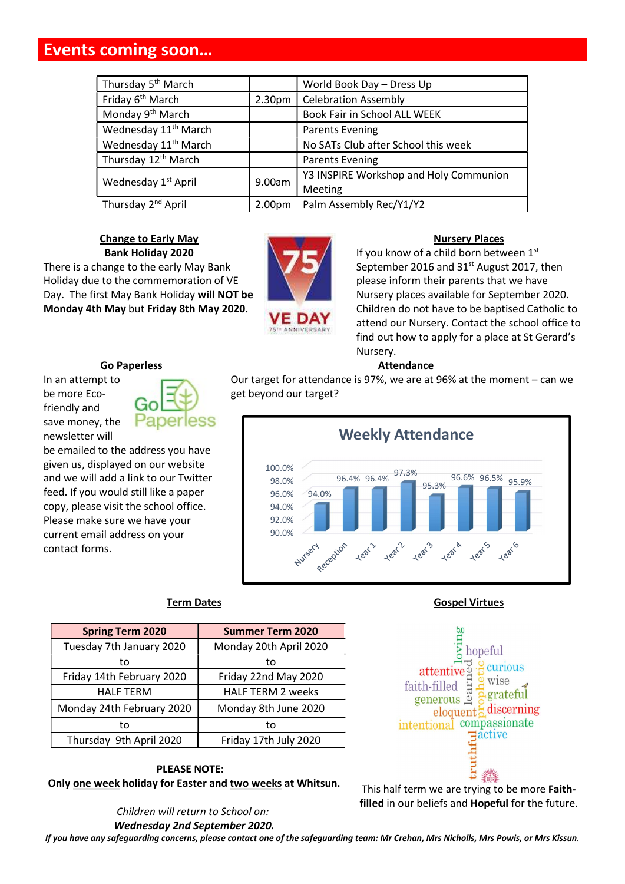# Events coming soon…

| | | |
|---|---|---|
| Thursday 5th March | | World Book Day – Dress Up |
| Friday 6th March | 2.30pm | Celebration Assembly |
| Monday 9th March | | Book Fair in School ALL WEEK |
| Wednesday 11th March | | Parents Evening |
| Wednesday 11th March | | No SATs Club after School this week |
| Thursday 12th March | | Parents Evening |
| Wednesday 1st April | 9.00am | Y3 INSPIRE Workshop and Holy Communion Meeting |
| Thursday 2nd April | 2.00pm | Palm Assembly Rec/Y1/Y2 |

### Change to Early May Bank Holiday 2020

There is a change to the early May Bank Holiday due to the commemoration of VE Day. The first May Bank Holiday **will NOT be Monday 4th May** but **Friday 8th May 2020.**

75 VE DAY 75th ANNIVERSARY

### Nursery Places

If you know of a child born between 1st September 2016 and 31st August 2017, then please inform their parents that we have Nursery places available for September 2020. Children do not have to be baptised Catholic to attend our Nursery. Contact the school office to find out how to apply for a place at St Gerard's Nursery.

### Go Paperless

Go Paperless

In an attempt to be more Eco-friendly and save money, the newsletter will be emailed to the address you have given us, displayed on our website and we will add a link to our Twitter feed. If you would still like a paper copy, please visit the school office. Please make sure we have your current email address on your contact forms.

### Attendance

Our target for attendance is 97%, we are at 96% at the moment – can we get beyond our target?

Weekly Attendance

100.0%
98.0%
96.0%
94.0%
92.0%
90.0%

Nursery 94.0%
Reception 96.4%
Year 1 96.4%
Year 2 97.3%
Year 3 95.3%
Year 4 96.6%
Year 5 96.5%
Year 6 95.9%

### Term Dates

| Spring Term 2020 | Summer Term 2020 |
|---|---|
| Tuesday 7th January 2020 | Monday 20th April 2020 |
| to | to |
| Friday 14th February 2020 | Friday 22nd May 2020 |
| HALF TERM | HALF TERM 2 weeks |
| Monday 24th February 2020 | Monday 8th June 2020 |
| to | to |
| Thursday 9th April 2020 | Friday 17th July 2020 |

**PLEASE NOTE:**
**Only one week holiday for Easter and two weeks at Whitsun.**

*Children will return to School on:*
***Wednesday 2nd September 2020.***

### Gospel Virtues

loving hopeful attentive learned prophetic curious faith-filled wise generous grateful eloquent discerning intentional compassionate active truthful

This half term we are trying to be more **Faith-filled** in our beliefs and **Hopeful** for the future.

***If you have any safeguarding concerns, please contact one of the safeguarding team: Mr Crehan, Mrs Nicholls, Mrs Powis, or Mrs Kissun.***